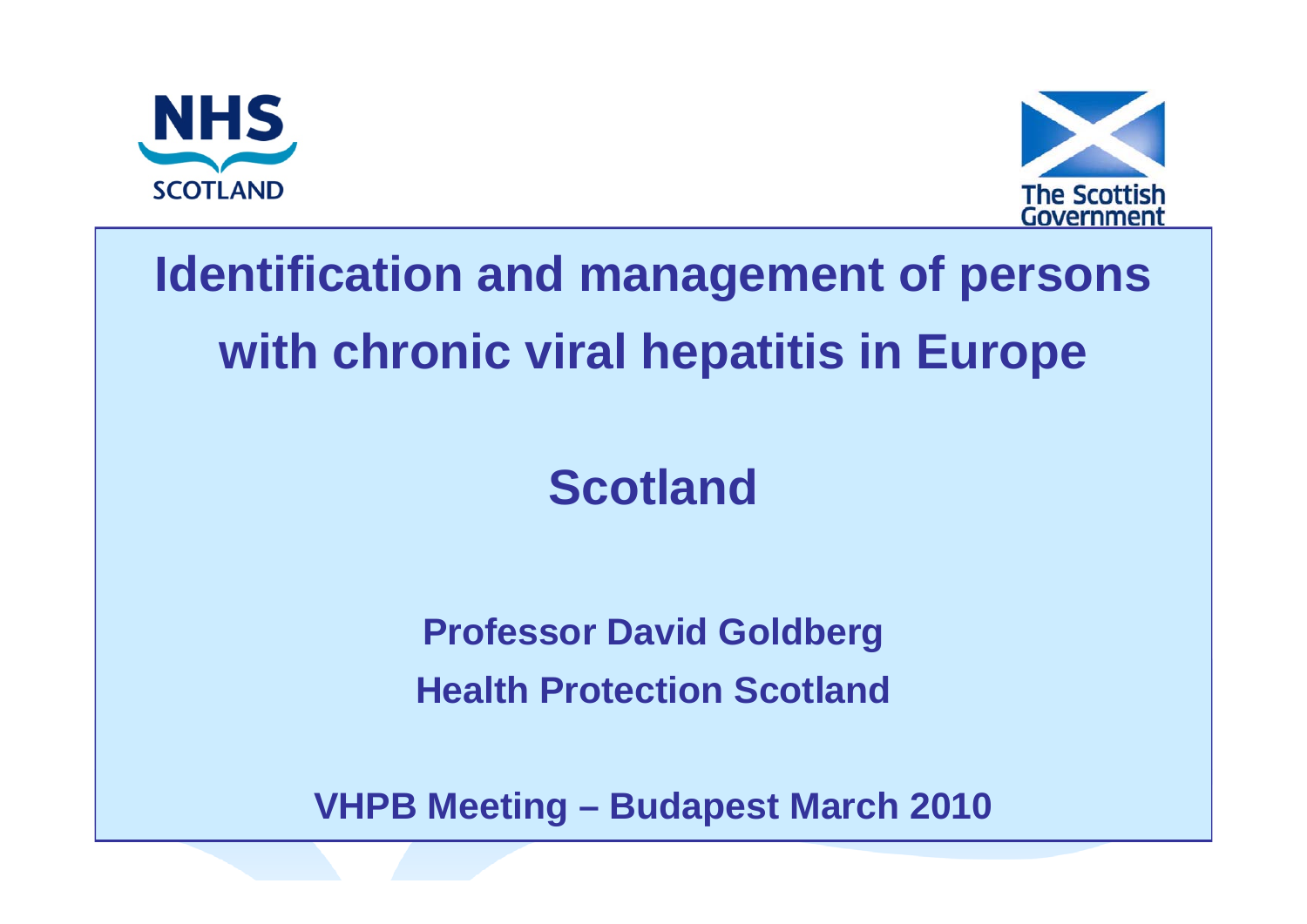NHS SCOTLAND

The Scottish Government

# Identification and management of persons with chronic viral hepatitis in Europe

## Scotland

**Professor David Goldberg**

**Health Protection Scotland**

**VHPB Meeting – Budapest March 2010**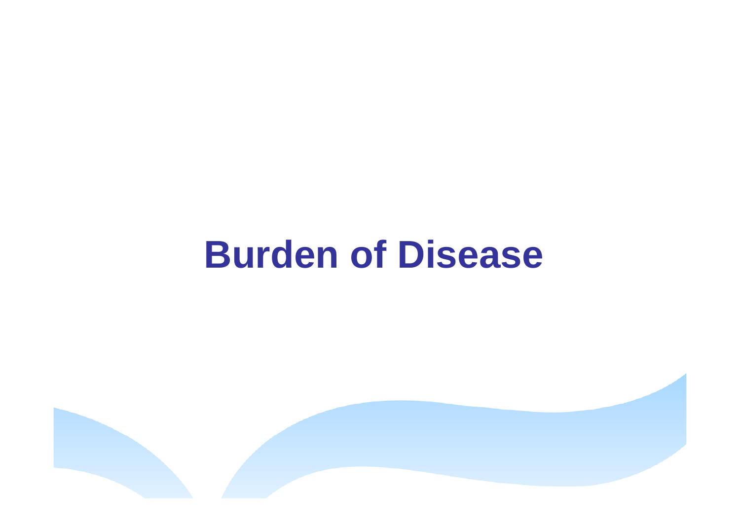# Burden of Disease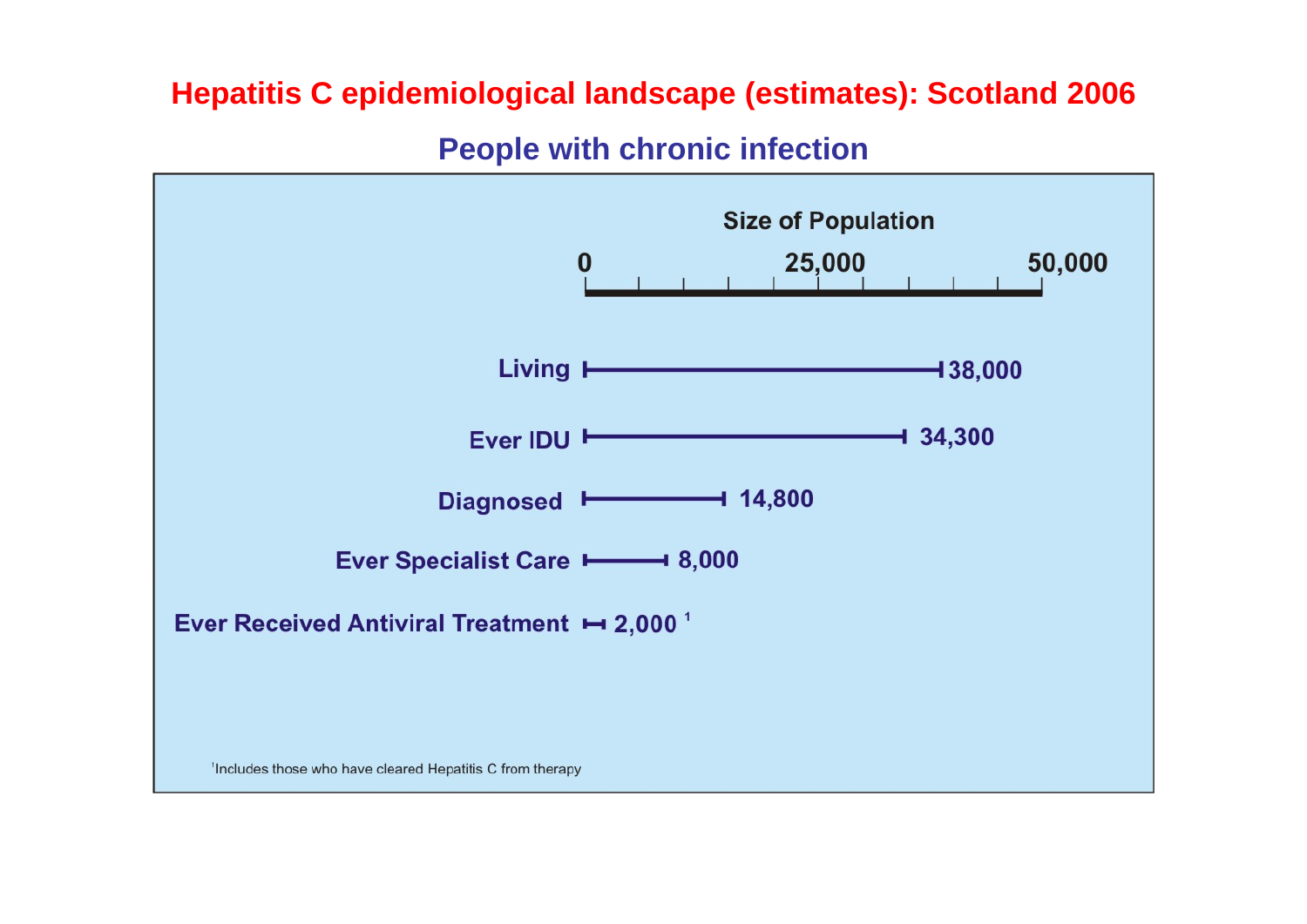# Hepatitis C epidemiological landscape (estimates): Scotland 2006

## People with chronic infection

**Size of Population**

| Category | Size of Population |
| --- | --- |
| Living | 38,000 |
| Ever IDU | 34,300 |
| Diagnosed | 14,800 |
| Ever Specialist Care | 8,000 |
| Ever Received Antiviral Treatment | 2,000 [1] |

[1] Includes those who have cleared Hepatitis C from therapy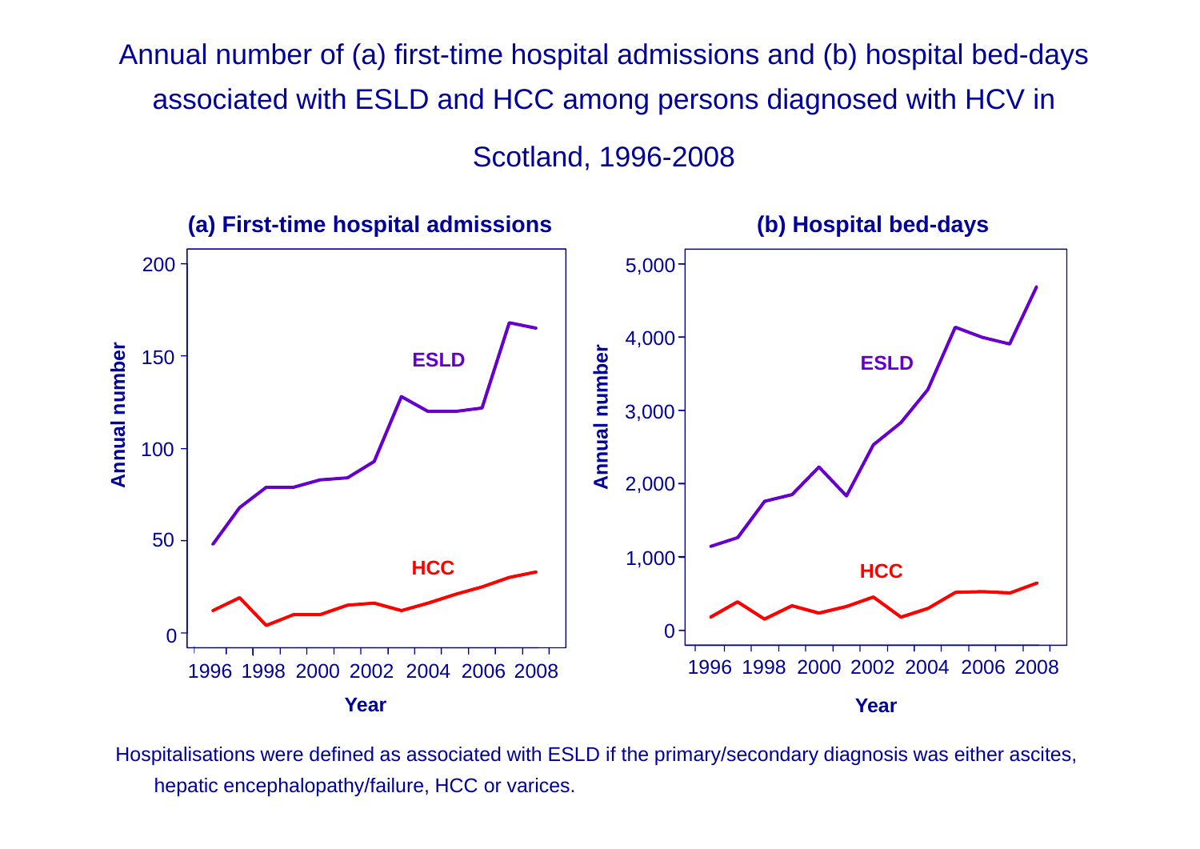# Annual number of (a) first-time hospital admissions and (b) hospital bed-days associated with ESLD and HCC among persons diagnosed with HCV in Scotland, 1996-2008

**(a) First-time hospital admissions**

**(b) Hospital bed-days**

Hospitalisations were defined as associated with ESLD if the primary/secondary diagnosis was either ascites, hepatic encephalopathy/failure, HCC or varices.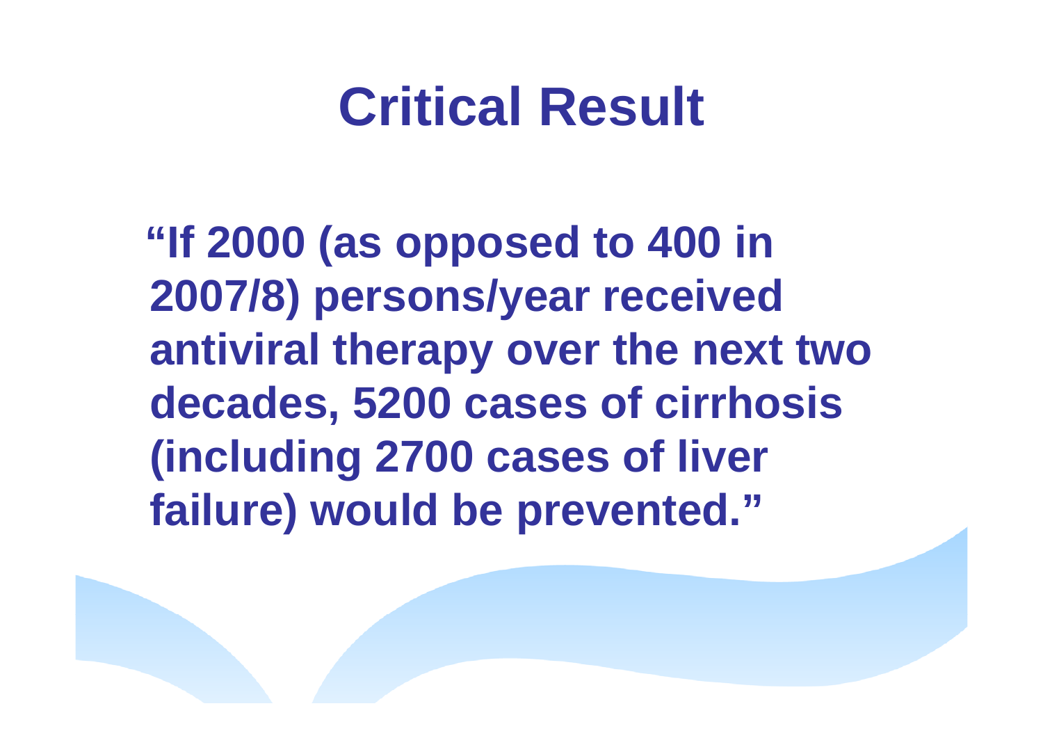# Critical Result

**"If 2000 (as opposed to 400 in 2007/8) persons/year received antiviral therapy over the next two decades, 5200 cases of cirrhosis (including 2700 cases of liver failure) would be prevented."**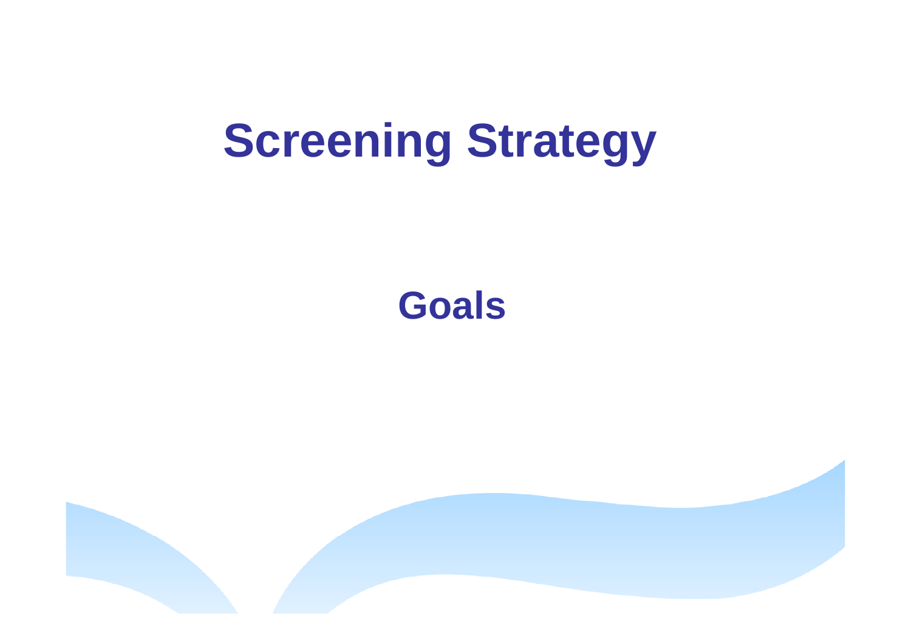# Screening Strategy

## Goals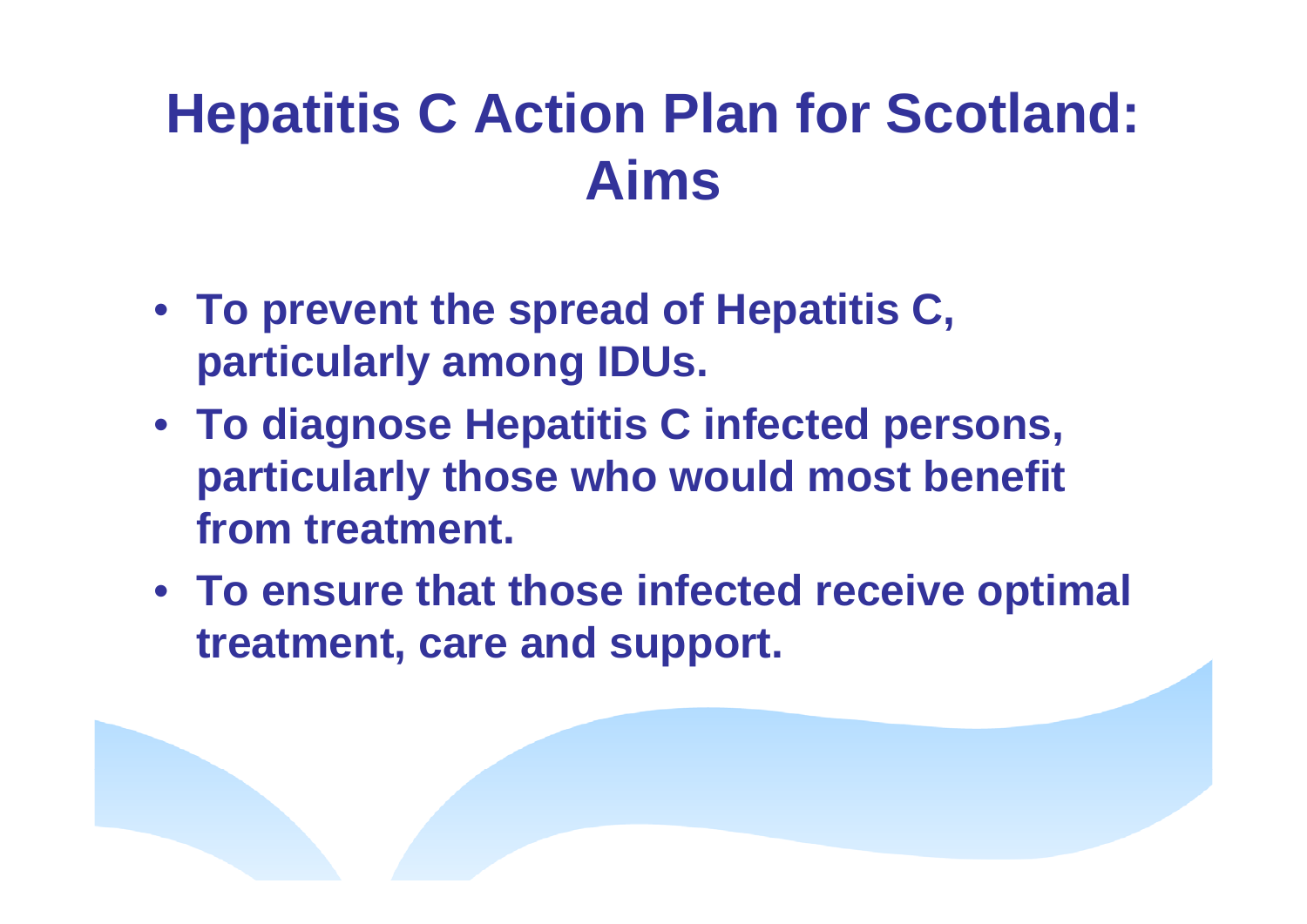# Hepatitis C Action Plan for Scotland: Aims

- **To prevent the spread of Hepatitis C, particularly among IDUs.**
- **To diagnose Hepatitis C infected persons, particularly those who would most benefit from treatment.**
- **To ensure that those infected receive optimal treatment, care and support.**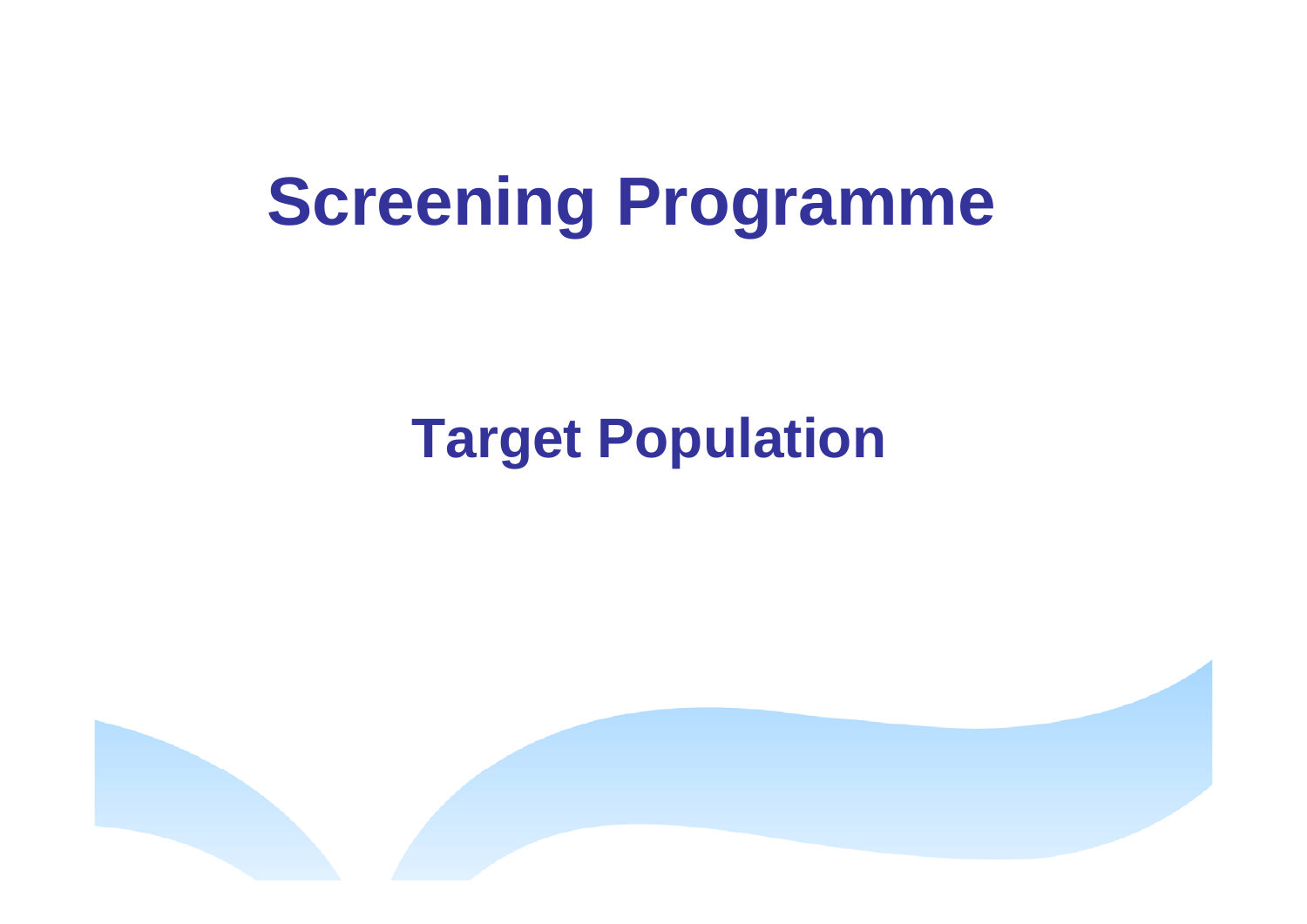# Screening Programme

## Target Population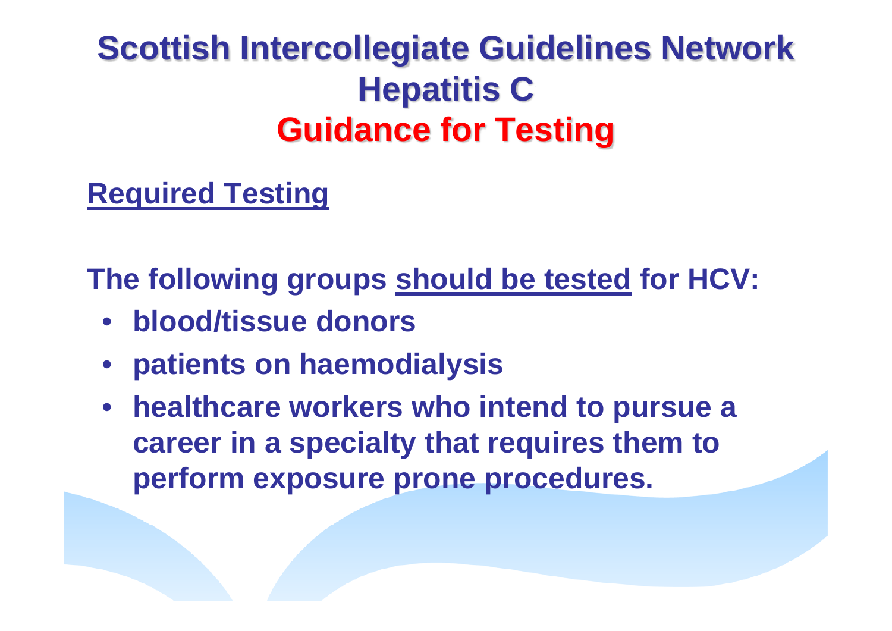# Scottish Intercollegiate Guidelines Network
# Hepatitis C
# Guidance for Testing

## Required Testing

**The following groups should be tested for HCV:**

- **blood/tissue donors**
- **patients on haemodialysis**
- **healthcare workers who intend to pursue a career in a specialty that requires them to perform exposure prone procedures.**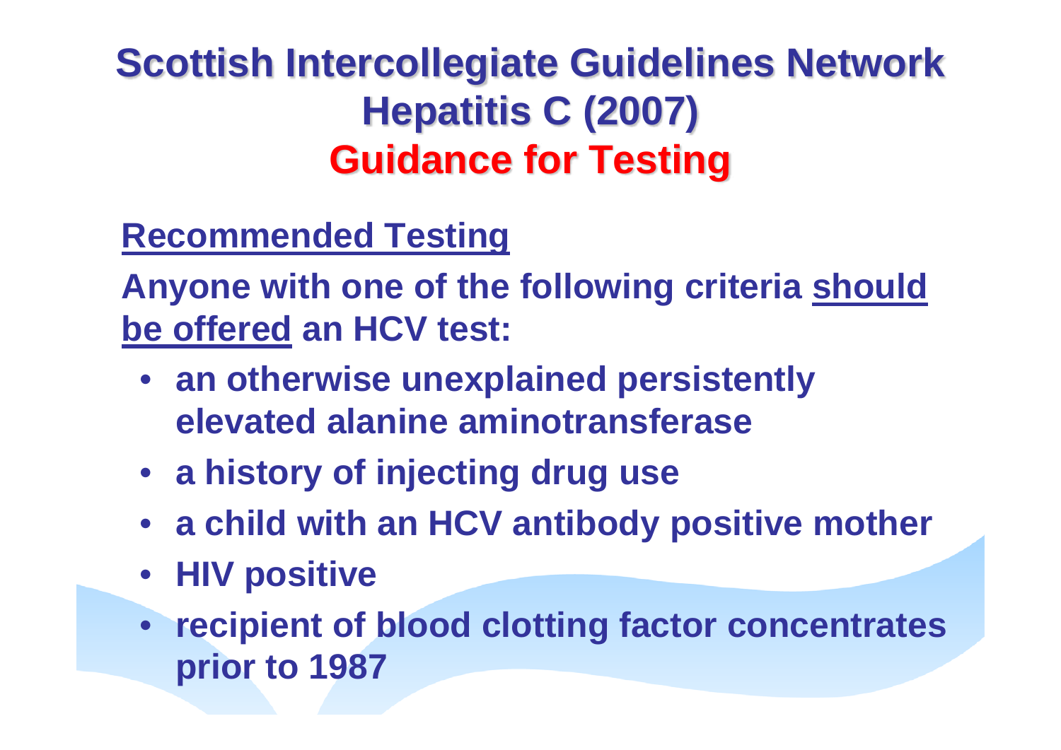# Scottish Intercollegiate Guidelines Network Hepatitis C (2007) Guidance for Testing

**Recommended Testing**

**Anyone with one of the following criteria should be offered an HCV test:**

- an otherwise unexplained persistently elevated alanine aminotransferase
- a history of injecting drug use
- a child with an HCV antibody positive mother
- HIV positive
- recipient of blood clotting factor concentrates prior to 1987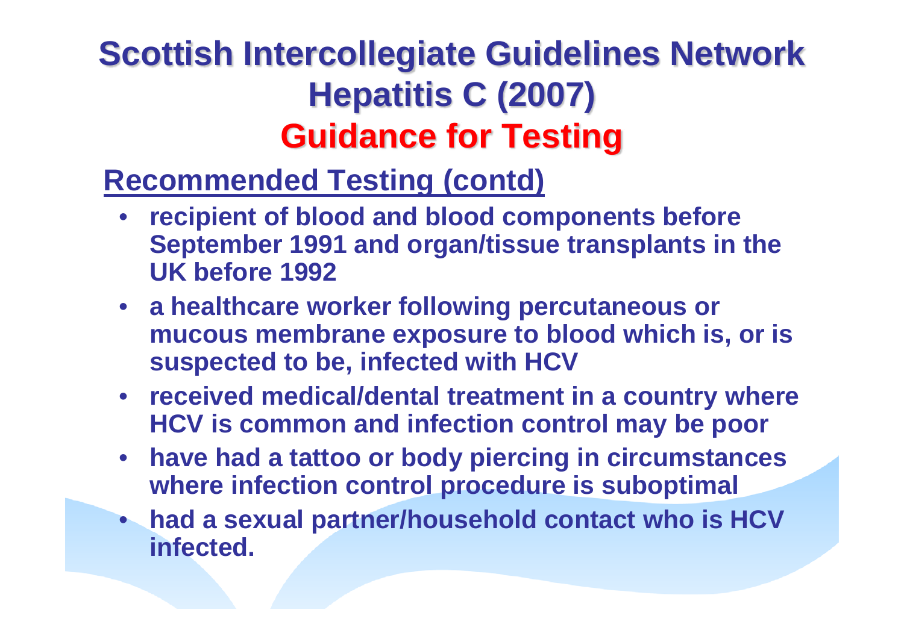# Scottish Intercollegiate Guidelines Network Hepatitis C (2007)

## Guidance for Testing

### Recommended Testing (contd)

- **recipient of blood and blood components before September 1991 and organ/tissue transplants in the UK before 1992**
- **a healthcare worker following percutaneous or mucous membrane exposure to blood which is, or is suspected to be, infected with HCV**
- **received medical/dental treatment in a country where HCV is common and infection control may be poor**
- **have had a tattoo or body piercing in circumstances where infection control procedure is suboptimal**
- **had a sexual partner/household contact who is HCV infected.**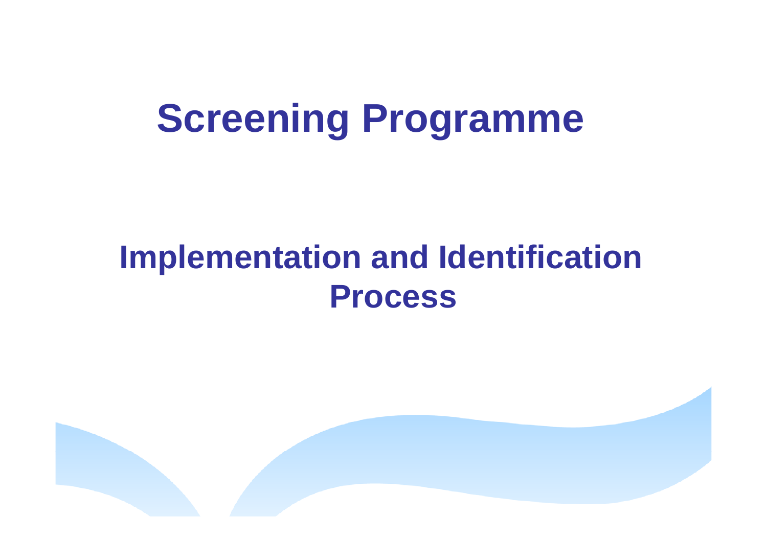# Screening Programme

## Implementation and Identification Process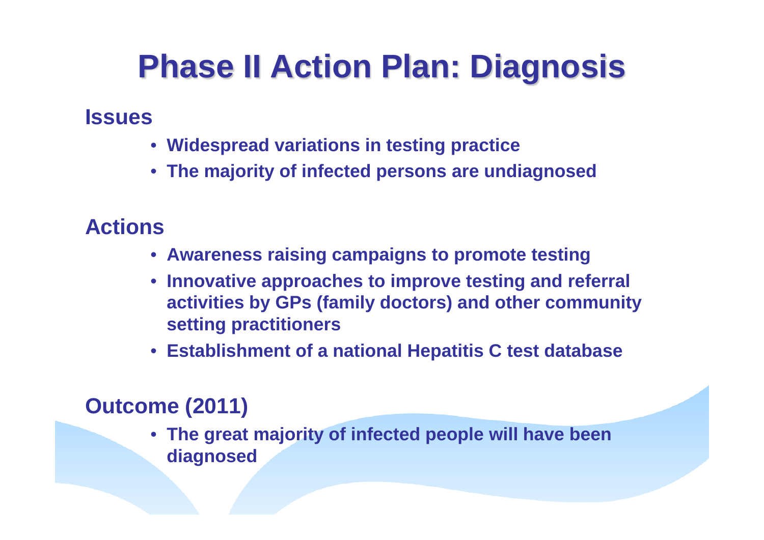# Phase II Action Plan: Diagnosis

**Issues**

- **Widespread variations in testing practice**
- **The majority of infected persons are undiagnosed**

**Actions**

- **Awareness raising campaigns to promote testing**
- **Innovative approaches to improve testing and referral activities by GPs (family doctors) and other community setting practitioners**
- **Establishment of a national Hepatitis C test database**

**Outcome (2011)**

- **The great majority of infected people will have been diagnosed**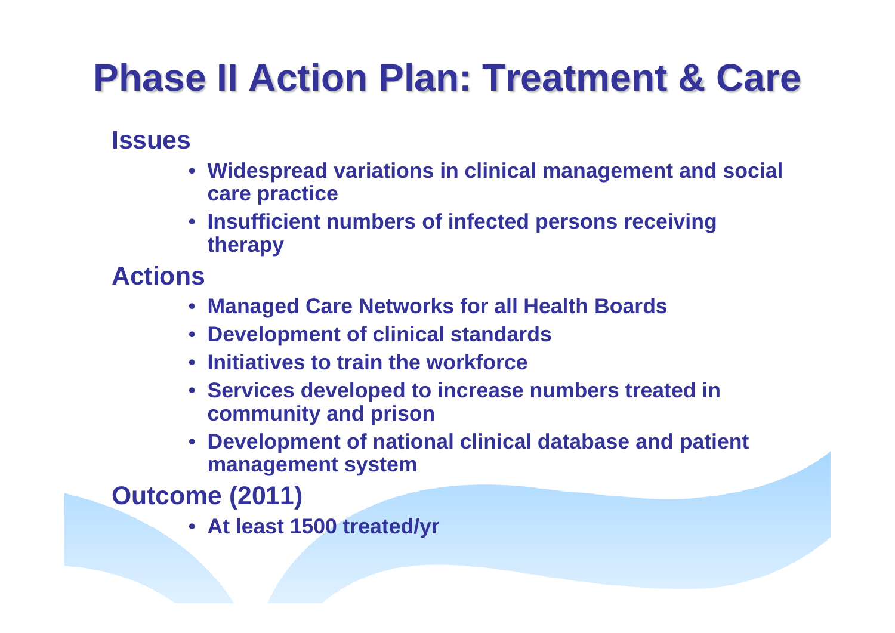# Phase II Action Plan: Treatment & Care

## Issues

- Widespread variations in clinical management and social care practice
- Insufficient numbers of infected persons receiving therapy

## Actions

- Managed Care Networks for all Health Boards
- Development of clinical standards
- Initiatives to train the workforce
- Services developed to increase numbers treated in community and prison
- Development of national clinical database and patient management system

## Outcome (2011)

- At least 1500 treated/yr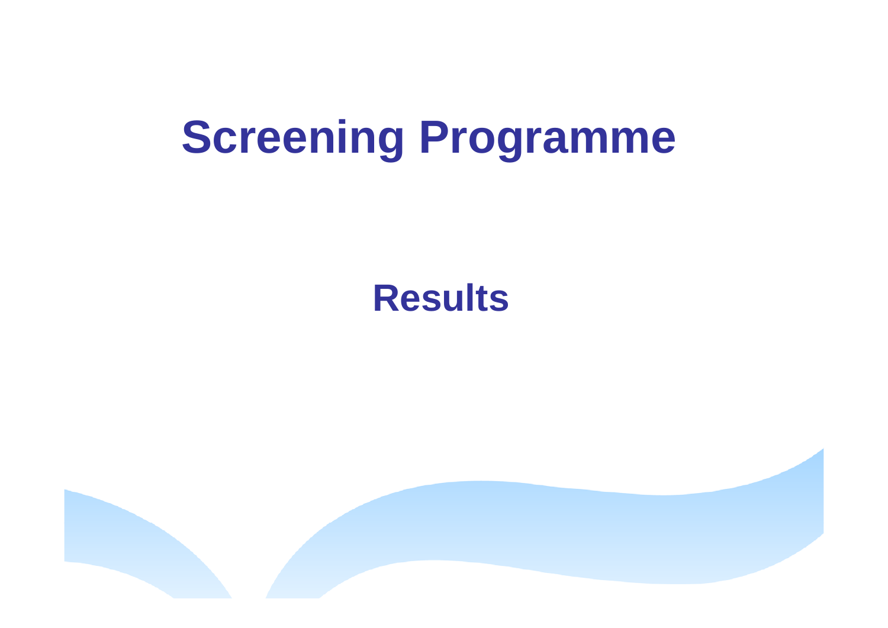# Screening Programme

## Results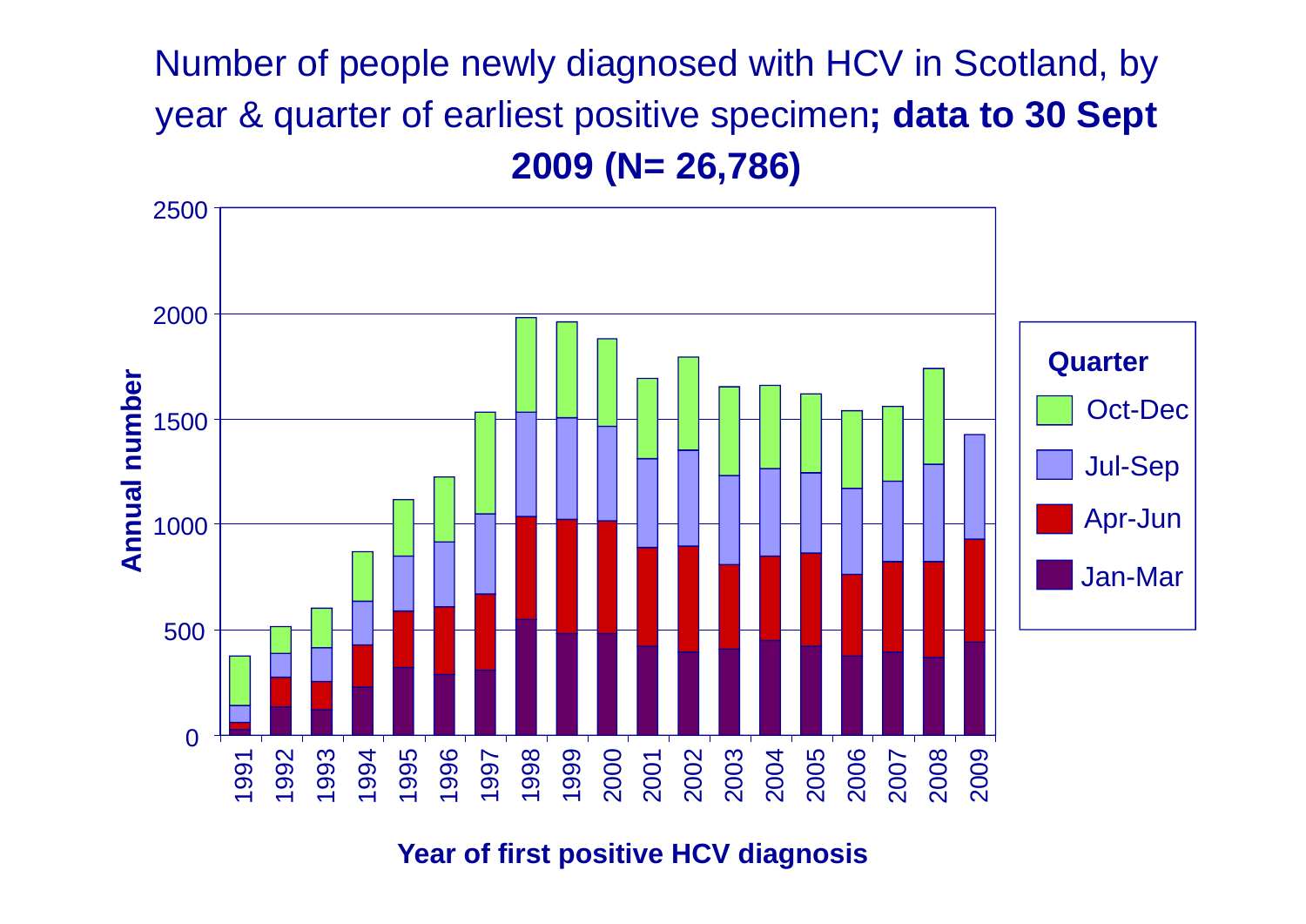# Number of people newly diagnosed with HCV in Scotland, by year & quarter of earliest positive specimen; data to 30 Sept 2009 (N= 26,786)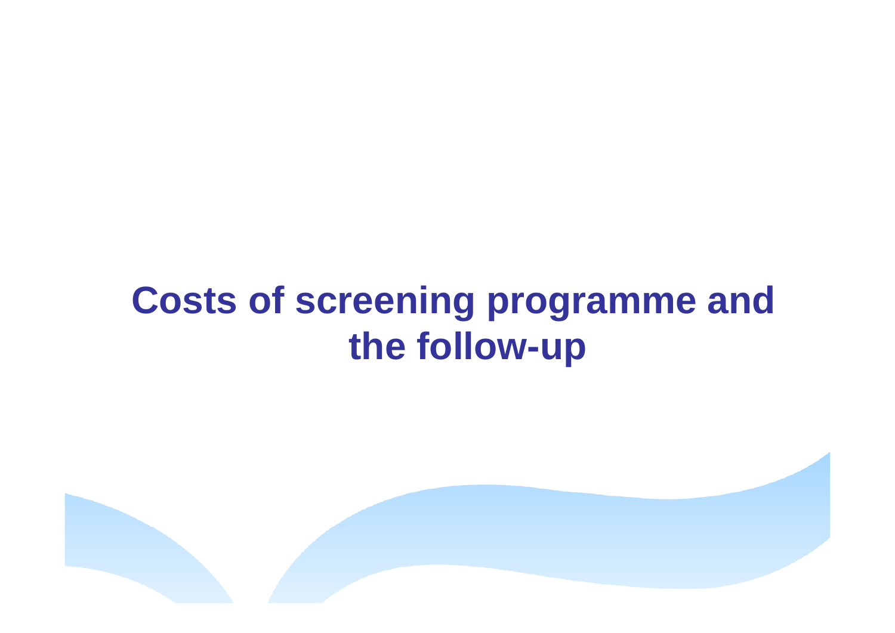# Costs of screening programme and the follow-up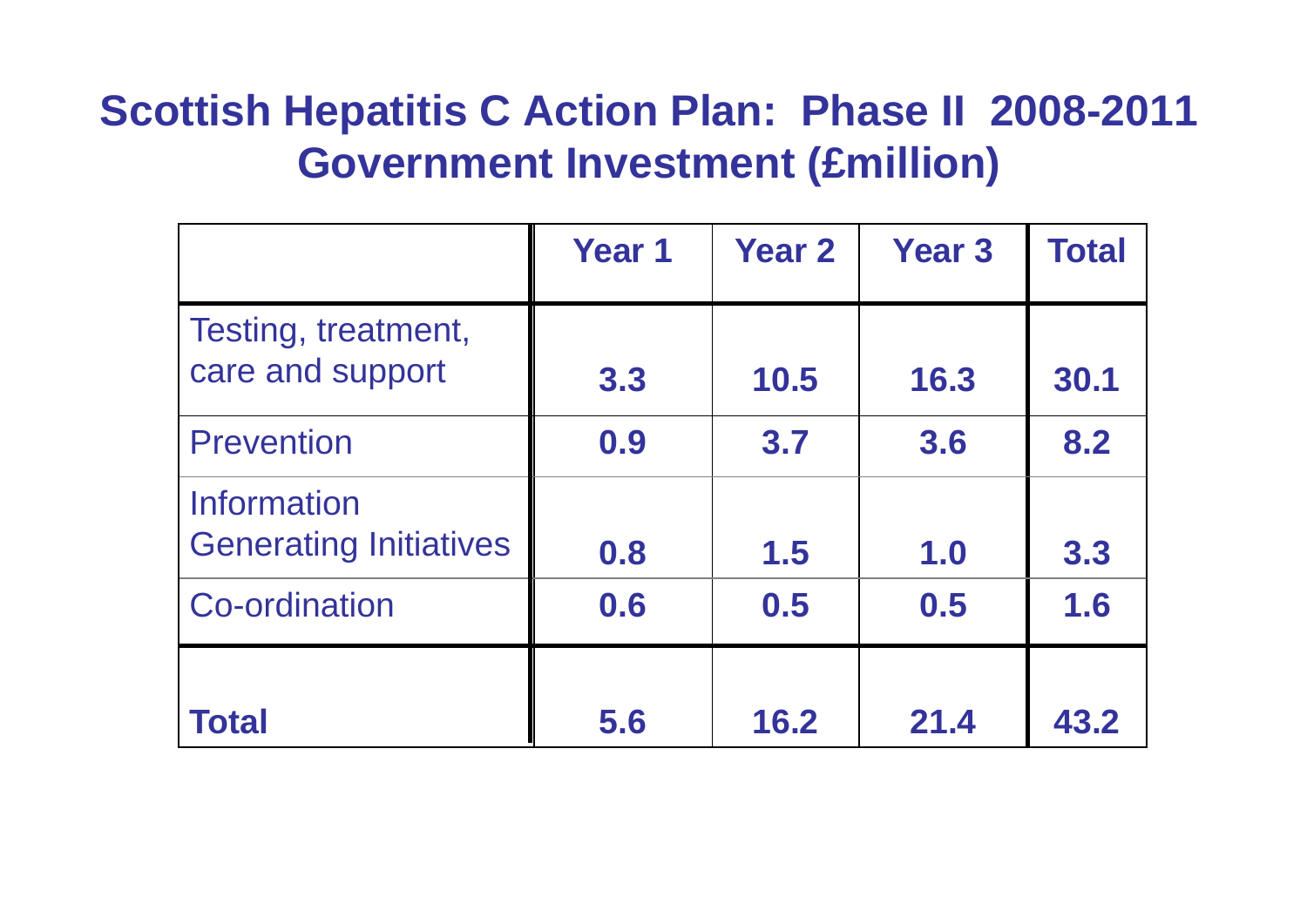# Scottish Hepatitis C Action Plan: Phase II 2008-2011 Government Investment (£million)

| | Year 1 | Year 2 | Year 3 | Total |
|---|---|---|---|---|
| Testing, treatment, care and support | 3.3 | 10.5 | 16.3 | 30.1 |
| Prevention | 0.9 | 3.7 | 3.6 | 8.2 |
| Information Generating Initiatives | 0.8 | 1.5 | 1.0 | 3.3 |
| Co-ordination | 0.6 | 0.5 | 0.5 | 1.6 |
| **Total** | 5.6 | 16.2 | 21.4 | 43.2 |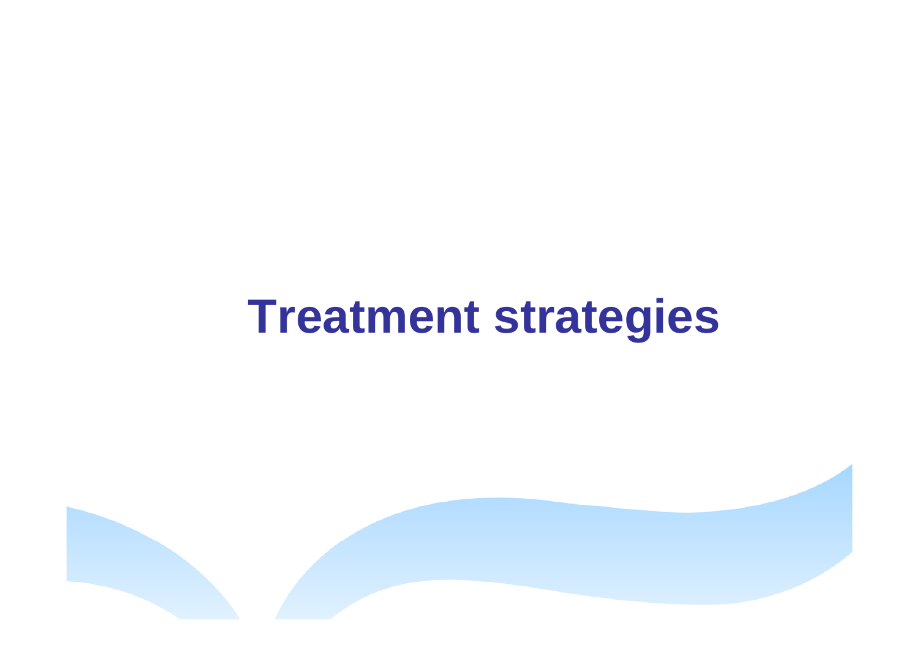# Treatment strategies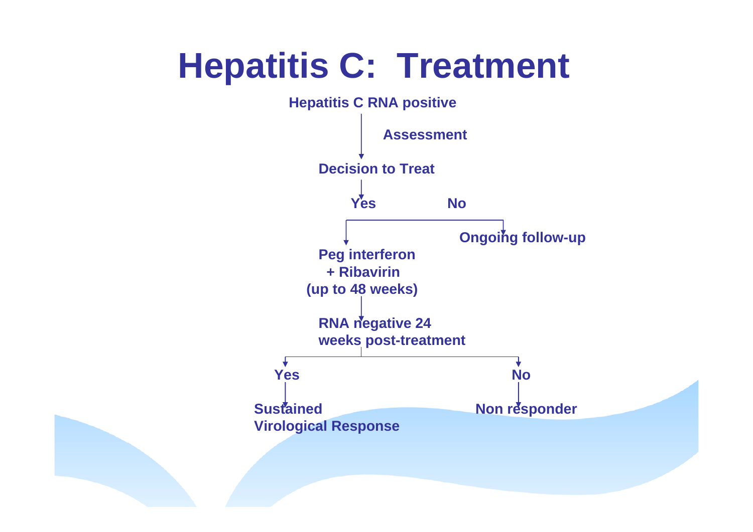# Hepatitis C: Treatment

Hepatitis C RNA positive

↓ Assessment

Decision to Treat

- **Yes** → Peg interferon + Ribavirin (up to 48 weeks)
  - ↓ RNA negative 24 weeks post-treatment
    - **Yes** → Sustained Virological Response
    - **No** → Non responder
- **No** → Ongoing follow-up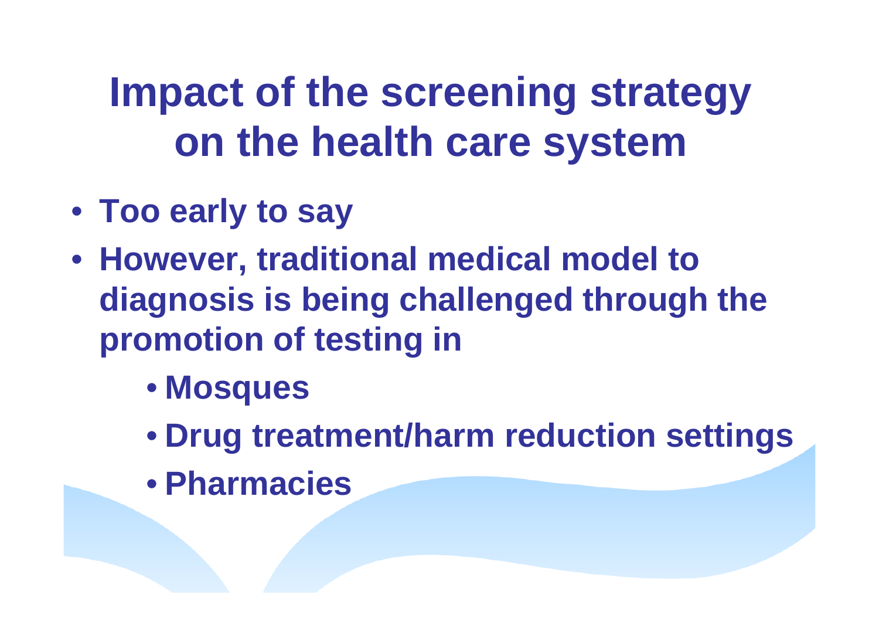# Impact of the screening strategy on the health care system

- Too early to say
- However, traditional medical model to diagnosis is being challenged through the promotion of testing in
  - Mosques
  - Drug treatment/harm reduction settings
  - Pharmacies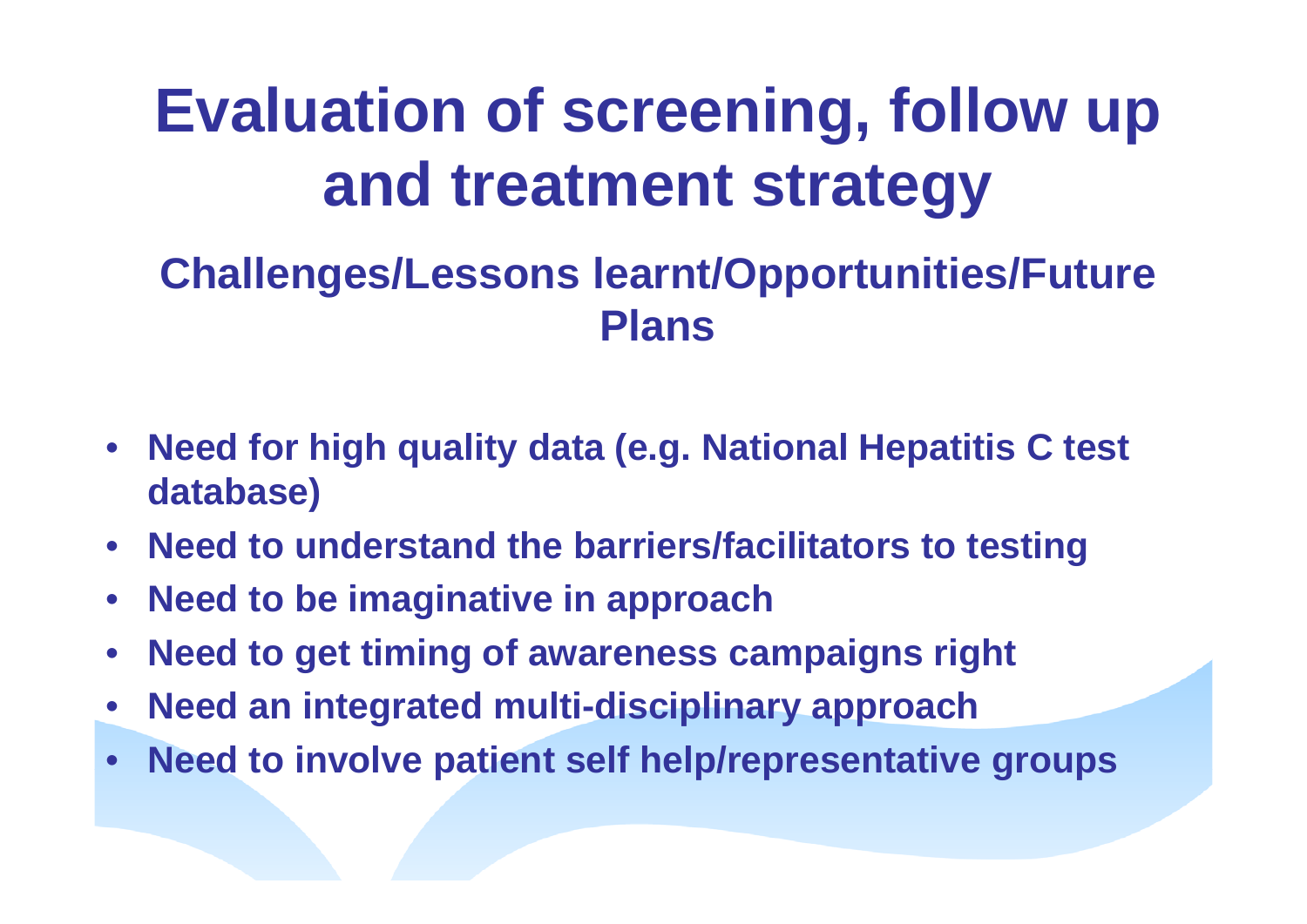# Evaluation of screening, follow up and treatment strategy

## Challenges/Lessons learnt/Opportunities/Future Plans

- **Need for high quality data (e.g. National Hepatitis C test database)**
- **Need to understand the barriers/facilitators to testing**
- **Need to be imaginative in approach**
- **Need to get timing of awareness campaigns right**
- **Need an integrated multi-disciplinary approach**
- **Need to involve patient self help/representative groups**